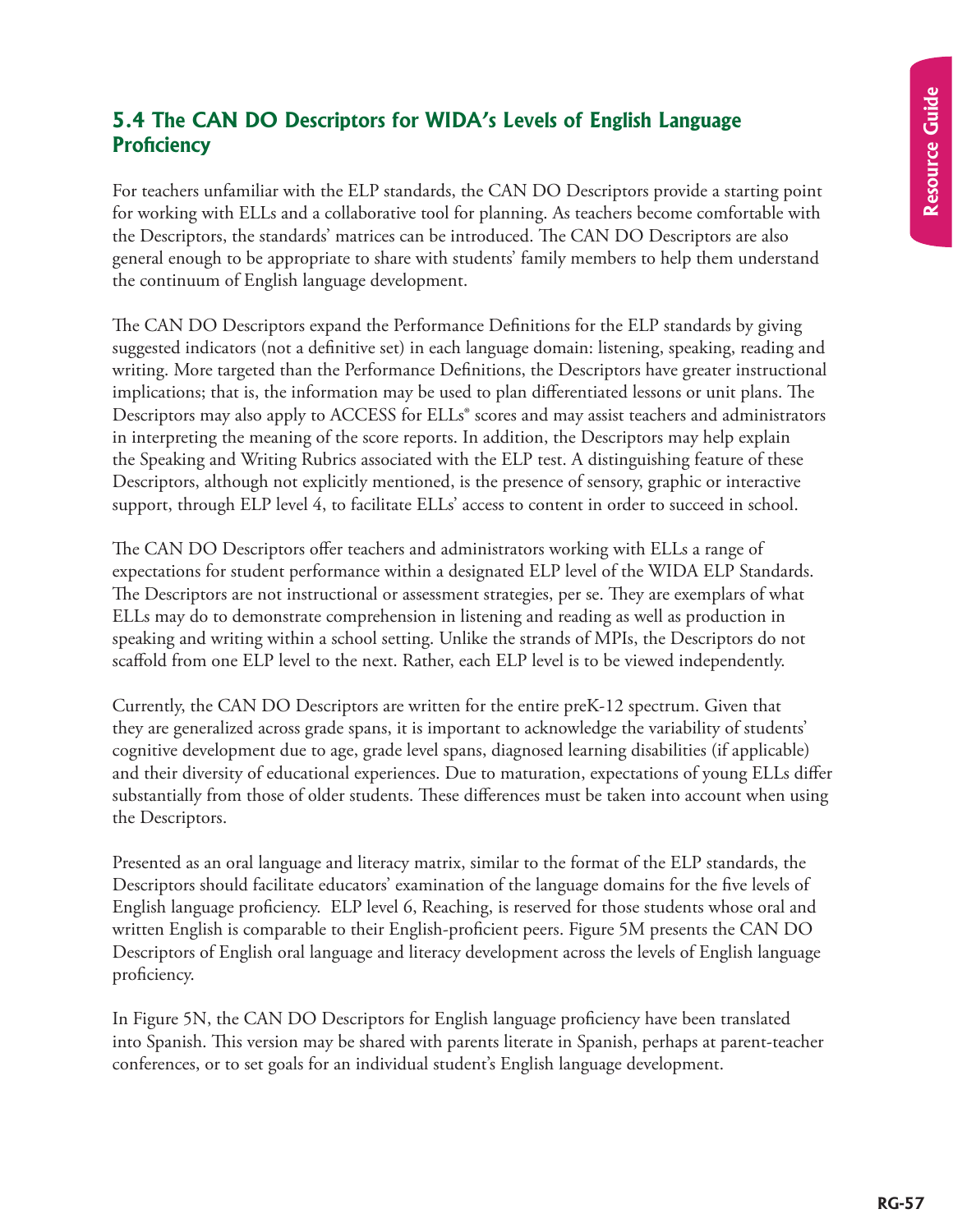## 5.4 The CAN DO Descriptors for WIDA's Levels of English Language Proficiency

For teachers unfamiliar with the ELP standards, the CAN DO Descriptors provide a starting point for working with ELLs and a collaborative tool for planning. As teachers become comfortable with the Descriptors, the standards' matrices can be introduced. The CAN DO Descriptors are also general enough to be appropriate to share with students' family members to help them understand the continuum of English language development.

The CAN DO Descriptors expand the Performance Definitions for the ELP standards by giving suggested indicators (not a definitive set) in each language domain: listening, speaking, reading and writing. More targeted than the Performance Definitions, the Descriptors have greater instructional implications; that is, the information may be used to plan differentiated lessons or unit plans. The Descriptors may also apply to ACCESS for ELLs® scores and may assist teachers and administrators in interpreting the meaning of the score reports. In addition, the Descriptors may help explain the Speaking and Writing Rubrics associated with the ELP test. A distinguishing feature of these Descriptors, although not explicitly mentioned, is the presence of sensory, graphic or interactive support, through ELP level 4, to facilitate ELLs' access to content in order to succeed in school.

The CAN DO Descriptors offer teachers and administrators working with ELLs a range of expectations for student performance within a designated ELP level of the WIDA ELP Standards. The Descriptors are not instructional or assessment strategies, per se. They are exemplars of what ELLs may do to demonstrate comprehension in listening and reading as well as production in speaking and writing within a school setting. Unlike the strands of MPIs, the Descriptors do not scaffold from one ELP level to the next. Rather, each ELP level is to be viewed independently.

Currently, the CAN DO Descriptors are written for the entire preK-12 spectrum. Given that they are generalized across grade spans, it is important to acknowledge the variability of students' cognitive development due to age, grade level spans, diagnosed learning disabilities (if applicable) and their diversity of educational experiences. Due to maturation, expectations of young ELLs differ substantially from those of older students. These differences must be taken into account when using the Descriptors.

Presented as an oral language and literacy matrix, similar to the format of the ELP standards, the Descriptors should facilitate educators' examination of the language domains for the five levels of English language proficiency. ELP level 6, Reaching, is reserved for those students whose oral and written English is comparable to their English-proficient peers. Figure 5M presents the CAN DO Descriptors of English oral language and literacy development across the levels of English language proficiency.

In Figure 5N, the CAN DO Descriptors for English language proficiency have been translated into Spanish. This version may be shared with parents literate in Spanish, perhaps at parent-teacher conferences, or to set goals for an individual student's English language development.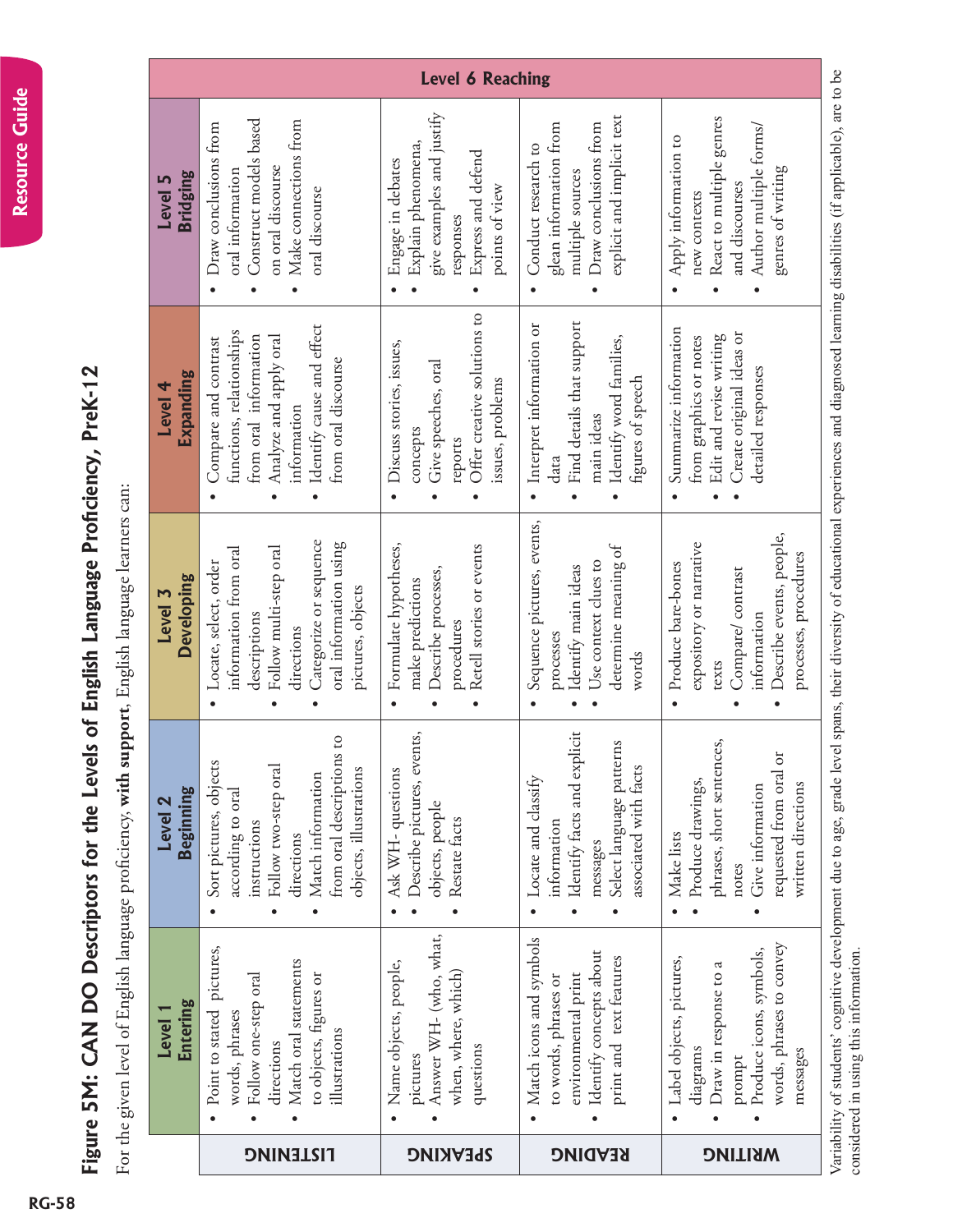# Figure 5M: CAN DO Descriptors for the Levels of English Language Proficiency, PreK-12

For the given level of English language proficiency, **with support**, English language learners can:

| | Level 1 Entering | Level 2 Beginning | Level 3 Developing | Level 4 Expanding | Level 5 Bridging | Level 6 Reaching |
|---|---|---|---|---|---|---|
| **LISTENING** | • Point to stated pictures, words, phrases<br>• Follow one-step oral directions<br>• Match oral statements to objects, figures or illustrations | • Sort pictures, objects according to oral instructions<br>• Follow two-step oral directions<br>• Match information from oral descriptions to objects, illustrations | • Locate, select, order information from oral descriptions<br>• Follow multi-step oral directions<br>• Categorize or sequence oral information using pictures, objects | • Compare and contrast functions, relationships from oral information<br>• Analyze and apply oral information<br>• Identify cause and effect from oral discourse | • Draw conclusions from oral information<br>• Construct models based on oral discourse<br>• Make connections from oral discourse | |
| **SPEAKING** | • Name objects, people, pictures<br>• Answer WH- (who, what, when, where, which) questions | • Ask WH- questions<br>• Describe pictures, events, objects, people<br>• Restate facts | • Formulate hypotheses, make predictions<br>• Describe processes, procedures<br>• Retell stories or events | • Discuss stories, issues, concepts<br>• Give speeches, oral reports<br>• Offer creative solutions to issues, problems | • Engage in debates<br>• Explain phenomena, give examples and justify responses<br>• Express and defend points of view | |
| **READING** | • Match icons and symbols to words, phrases or environmental print<br>• Identify concepts about print and text features | • Locate and classify information<br>• Identify facts and explicit messages<br>• Select language patterns associated with facts | • Sequence pictures, events, processes<br>• Identify main ideas<br>• Use context clues to determine meaning of words | • Interpret information or data<br>• Find details that support main ideas<br>• Identify word families, figures of speech | • Conduct research to glean information from multiple sources<br>• Draw conclusions from explicit and implicit text | |
| **WRITING** | • Label objects, pictures, diagrams<br>• Draw in response to a prompt<br>• Produce icons, symbols, words, phrases to convey messages | • Make lists<br>• Produce drawings, phrases, short sentences, notes<br>• Give information requested from oral or written directions | • Produce bare-bones expository or narrative texts<br>• Compare/ contrast information<br>• Describe events, people, processes, procedures | • Summarize information from graphics or notes<br>• Edit and revise writing<br>• Create original ideas or detailed responses | • Apply information to new contexts<br>• React to multiple genres and discourses<br>• Author multiple forms/ genres of writing | |

Variability of students' cognitive development due to age, grade level spans, their diversity of educational experiences and diagnosed learning disabilities (if applicable), are to be considered in using this information.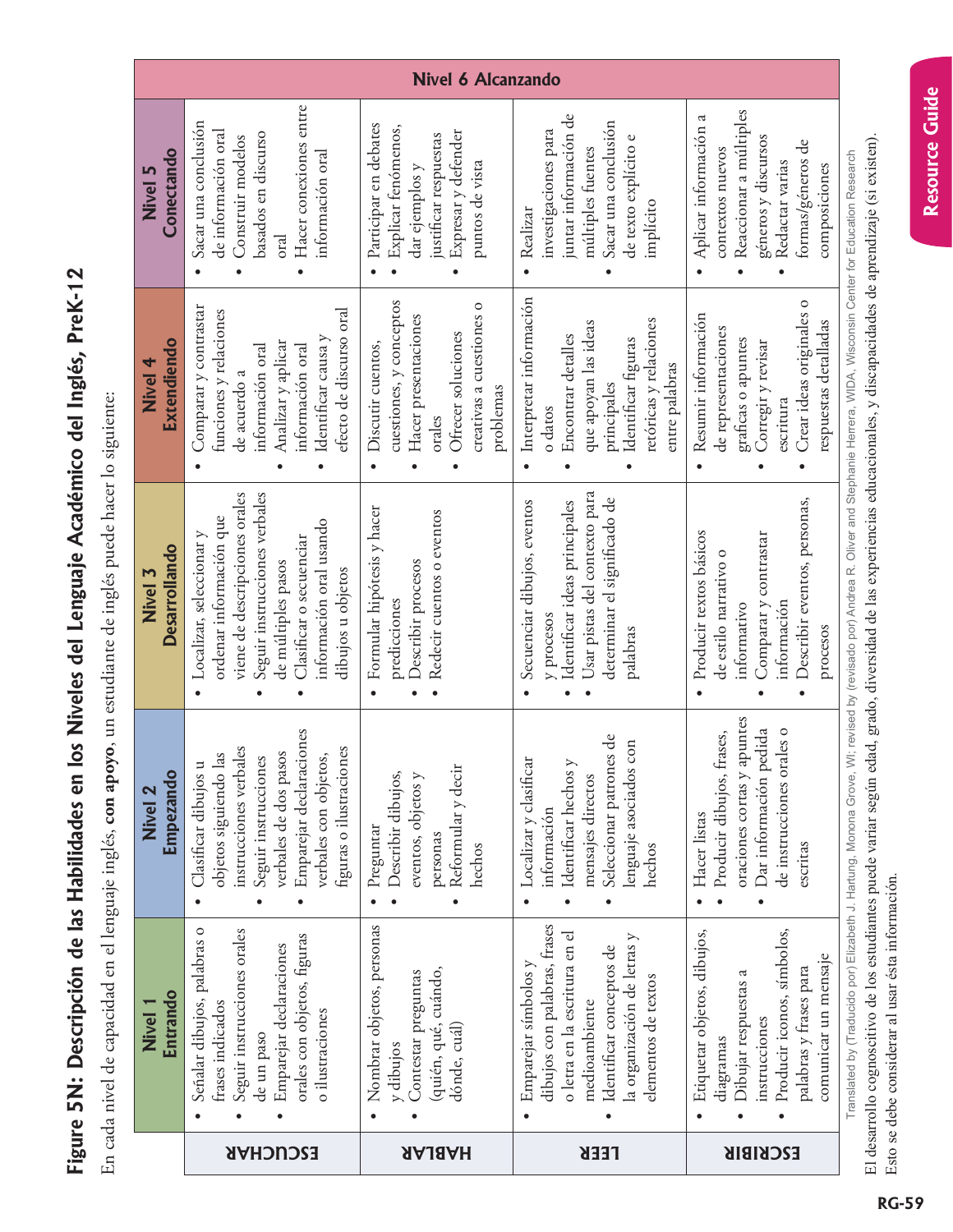# Figure 5N: Descripción de las Habilidades en los Niveles del Lenguaje Académico del Inglés, PreK-12

En cada nivel de capacidad en el lenguaje inglés, **con apoyo**, un estudiante de inglés puede hacer lo siguiente:

| | Nivel 1 Entrando | Nivel 2 Empezando | Nivel 3 Desarrollando | Nivel 4 Extendiendo | Nivel 5 Conectando | Nivel 6 Alcanzando |
|---|---|---|---|---|---|---|
| **ESCUCHAR** | • Señalar dibujos, palabras o frases indicados<br>• Seguir instrucciones orales de un paso<br>• Emparejar declaraciones orales con objetos, figuras o ilustraciones | • Clasificar dibujos u objetos siguiendo las instrucciones verbales<br>• Seguir instrucciones verbales de dos pasos<br>• Emparejar declaraciones verbales con objetos, figuras o ilustraciones | • Localizar, seleccionar y ordenar información que viene de descripciones orales<br>• Seguir instrucciones verbales de múltiples pasos<br>• Clasificar o secuenciar información oral usando dibujos u objetos | • Comparar y contrastar funciones y relaciones de acuerdo a información oral<br>• Analizar y aplicar información oral<br>• Identificar causa y efecto de discurso oral | • Sacar una conclusión de información oral<br>• Construir modelos basados en discurso oral<br>• Hacer conexiones entre información oral | |
| **HABLAR** | • Nombrar objetos, personas y dibujos<br>• Contestar preguntas (quién, qué, cuándo, dónde, cuál) | • Preguntar<br>• Describir dibujos, eventos, objetos y personas<br>• Reformular y decir hechos | • Formular hipótesis y hacer predicciones<br>• Describir procesos<br>• Redecir cuentos o eventos | • Discutir cuentos, cuestiones, y conceptos<br>• Hacer presentaciones orales<br>• Ofrecer soluciones creativas a cuestiones o problemas | • Participar en debates<br>• Explicar fenómenos, dar ejemplos y justificar respuestas<br>• Expresar y defender puntos de vista | |
| **LEER** | • Emparejar símbolos y dibujos con palabras, frases o letra en la escritura en el medioambiente<br>• Identificar conceptos de la organización de letras y elementos de textos | • Localizar y clasificar información<br>• Identificar hechos y mensajes directos<br>• Seleccionar patrones de lenguaje asociados con hechos | • Secuenciar dibujos, eventos y procesos<br>• Identificar ideas principales<br>• Usar pistas del contexto para determinar el significado de palabras | • Interpretar información o datos<br>• Encontrar detalles que apoyan las ideas principales<br>• Identificar figuras retóricas y relaciones entre palabras | • Realizar investigaciones para juntar información de múltiples fuentes<br>• Sacar una conclusión de texto explícito e implícito | |
| **ESCRIBIR** | • Etiquetar objetos, dibujos, diagramas<br>• Dibujar respuestas a instrucciones<br>• Producir iconos, símbolos, palabras y frases para comunicar un mensaje | • Hacer listas<br>• Producir dibujos, frases, oraciones cortas y apuntes<br>• Dar información pedida de instrucciones orales o escritas | • Producir textos básicos de estilo narrativo o informativo<br>• Comparar y contrastar información<br>• Describir eventos, personas, procesos | • Resumir información de representaciones gráficas o apuntes<br>• Corregir y revisar escritura<br>• Crear ideas originales o respuestas detalladas | • Aplicar información a contextos nuevos<br>• Reaccionar a múltiples géneros y discursos<br>• Redactar varias formas/géneros de composiciones | |

Translated by (Traducido por) Elizabeth J. Hartung, Monona Grove, WI; revised by (revisado por) Andrea R. Oliver and Stephanie Herrera, WIDA, Wisconsin Center for Education Research

El desarrollo cognoscitivo de los estudiantes puede variar según edad, grado, diversidad de las experiencias educacionales, y discapacidades de aprendizaje (si existen). Esto se debe considerar al usar ésta información.